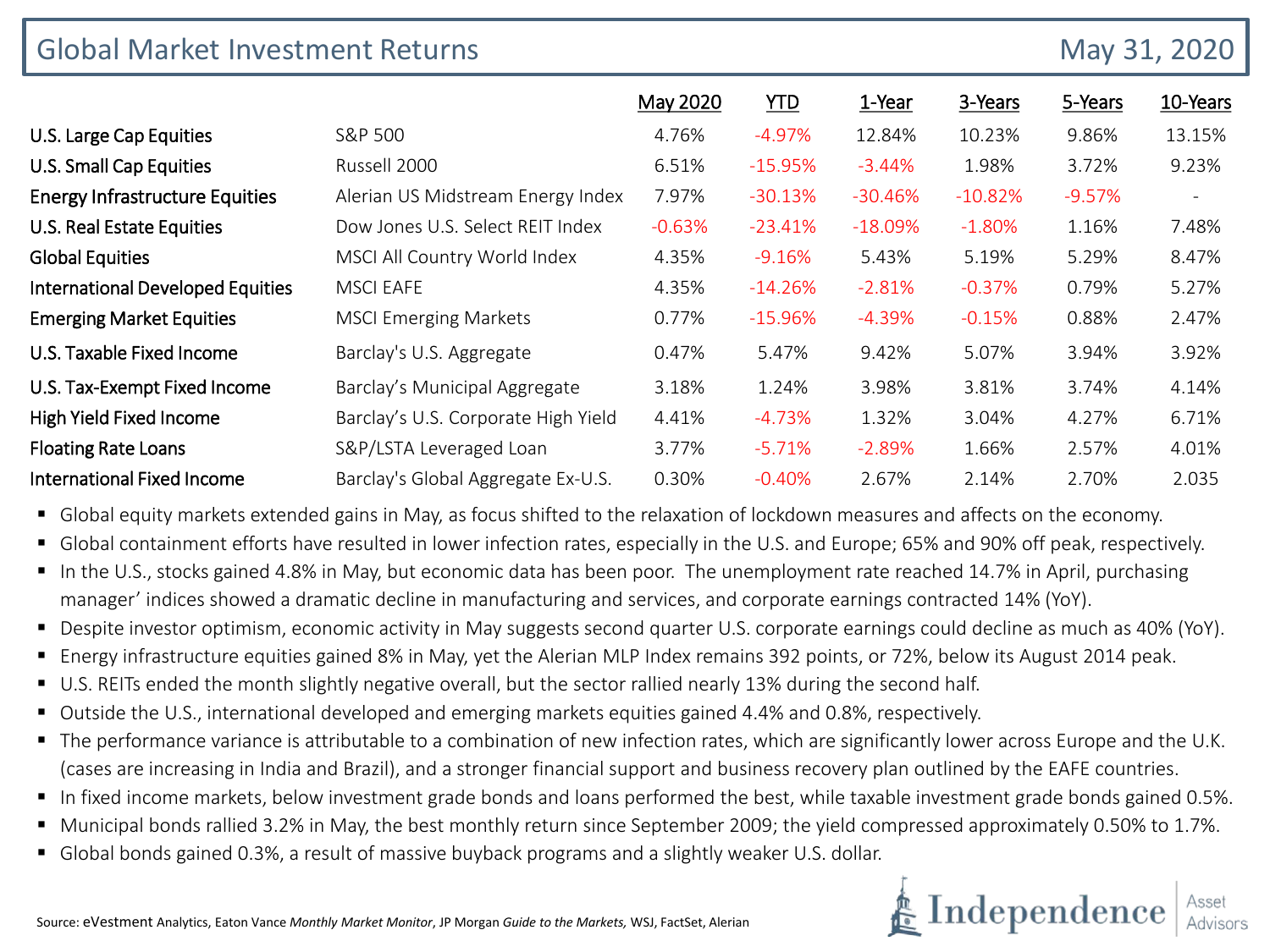# Global Market Investment Returns

May 31, 2020

| | | May 2020 | YTD | 1-Year | 3-Years | 5-Years | 10-Years |
|---|---|---|---|---|---|---|---|
| U.S. Large Cap Equities | S&P 500 | 4.76% | -4.97% | 12.84% | 10.23% | 9.86% | 13.15% |
| U.S. Small Cap Equities | Russell 2000 | 6.51% | -15.95% | -3.44% | 1.98% | 3.72% | 9.23% |
| Energy Infrastructure Equities | Alerian US Midstream Energy Index | 7.97% | -30.13% | -30.46% | -10.82% | -9.57% | - |
| U.S. Real Estate Equities | Dow Jones U.S. Select REIT Index | -0.63% | -23.41% | -18.09% | -1.80% | 1.16% | 7.48% |
| Global Equities | MSCI All Country World Index | 4.35% | -9.16% | 5.43% | 5.19% | 5.29% | 8.47% |
| International Developed Equities | MSCI EAFE | 4.35% | -14.26% | -2.81% | -0.37% | 0.79% | 5.27% |
| Emerging Market Equities | MSCI Emerging Markets | 0.77% | -15.96% | -4.39% | -0.15% | 0.88% | 2.47% |
| U.S. Taxable Fixed Income | Barclay's U.S. Aggregate | 0.47% | 5.47% | 9.42% | 5.07% | 3.94% | 3.92% |
| U.S. Tax-Exempt Fixed Income | Barclay's Municipal Aggregate | 3.18% | 1.24% | 3.98% | 3.81% | 3.74% | 4.14% |
| High Yield Fixed Income | Barclay's U.S. Corporate High Yield | 4.41% | -4.73% | 1.32% | 3.04% | 4.27% | 6.71% |
| Floating Rate Loans | S&P/LSTA Leveraged Loan | 3.77% | -5.71% | -2.89% | 1.66% | 2.57% | 4.01% |
| International Fixed Income | Barclay's Global Aggregate Ex-U.S. | 0.30% | -0.40% | 2.67% | 2.14% | 2.70% | 2.035 |

- Global equity markets extended gains in May, as focus shifted to the relaxation of lockdown measures and affects on the economy.
- Global containment efforts have resulted in lower infection rates, especially in the U.S. and Europe; 65% and 90% off peak, respectively.
- In the U.S., stocks gained 4.8% in May, but economic data has been poor. The unemployment rate reached 14.7% in April, purchasing manager' indices showed a dramatic decline in manufacturing and services, and corporate earnings contracted 14% (YoY).
- Despite investor optimism, economic activity in May suggests second quarter U.S. corporate earnings could decline as much as 40% (YoY).
- Energy infrastructure equities gained 8% in May, yet the Alerian MLP Index remains 392 points, or 72%, below its August 2014 peak.
- U.S. REITs ended the month slightly negative overall, but the sector rallied nearly 13% during the second half.
- Outside the U.S., international developed and emerging markets equities gained 4.4% and 0.8%, respectively.
- The performance variance is attributable to a combination of new infection rates, which are significantly lower across Europe and the U.K. (cases are increasing in India and Brazil), and a stronger financial support and business recovery plan outlined by the EAFE countries.
- In fixed income markets, below investment grade bonds and loans performed the best, while taxable investment grade bonds gained 0.5%.
- Municipal bonds rallied 3.2% in May, the best monthly return since September 2009; the yield compressed approximately 0.50% to 1.7%.
- Global bonds gained 0.3%, a result of massive buyback programs and a slightly weaker U.S. dollar.

Source: eVestment Analytics, Eaton Vance *Monthly Market Monitor*, JP Morgan *Guide to the Markets*, WSJ, FactSet, Alerian

Independence | Asset Advisors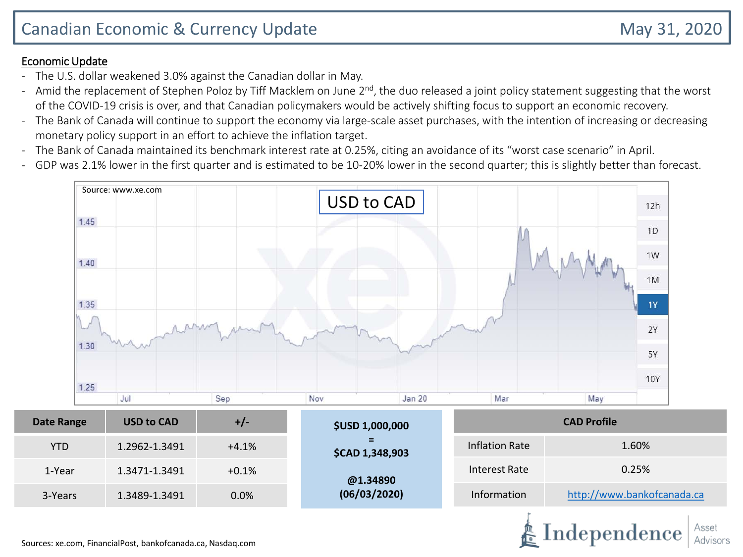# Canadian Economic & Currency Update

May 31, 2020

## Economic Update

- The U.S. dollar weakened 3.0% against the Canadian dollar in May.
- Amid the replacement of Stephen Poloz by Tiff Macklem on June 2nd, the duo released a joint policy statement suggesting that the worst of the COVID-19 crisis is over, and that Canadian policymakers would be actively shifting focus to support an economic recovery.
- The Bank of Canada will continue to support the economy via large-scale asset purchases, with the intention of increasing or decreasing monetary policy support in an effort to achieve the inflation target.
- The Bank of Canada maintained its benchmark interest rate at 0.25%, citing an avoidance of its "worst case scenario" in April.
- GDP was 2.1% lower in the first quarter and is estimated to be 10-20% lower in the second quarter; this is slightly better than forecast.

Source: www.xe.com

USD to CAD

| Date Range | USD to CAD | +/- |
|---|---|---|
| YTD | 1.2962-1.3491 | +4.1% |
| 1-Year | 1.3471-1.3491 | +0.1% |
| 3-Years | 1.3489-1.3491 | 0.0% |

**$USD 1,000,000**
**=**
**$CAD 1,348,903**

**@1.34890**
**(06/03/2020)**

| CAD Profile | |
|---|---|
| Inflation Rate | 1.60% |
| Interest Rate | 0.25% |
| Information | http://www.bankofcanada.ca |

Sources: xe.com, FinancialPost, bankofcanada.ca, Nasdaq.com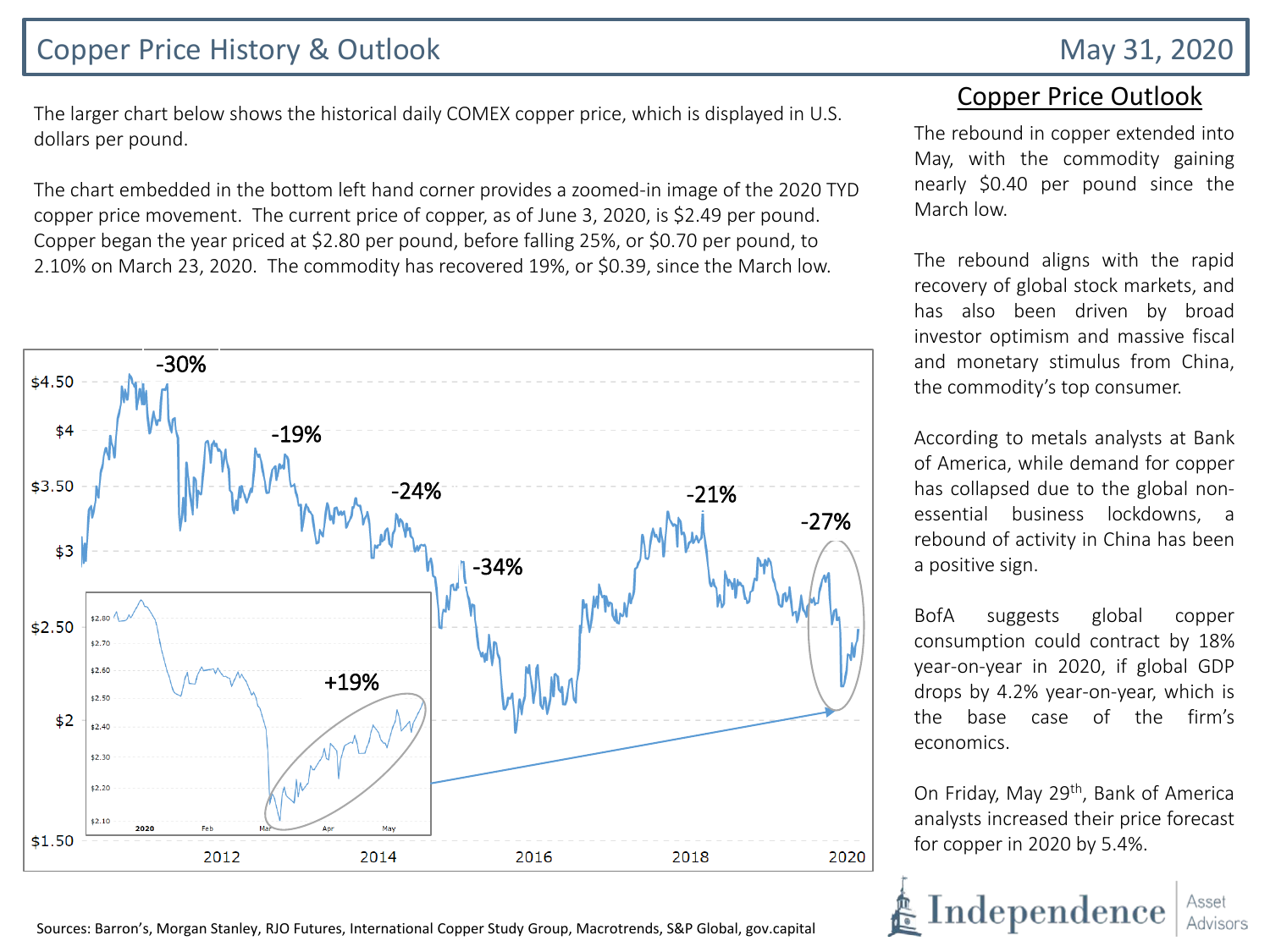# Copper Price History & Outlook

May 31, 2020

The larger chart below shows the historical daily COMEX copper price, which is displayed in U.S. dollars per pound.

The chart embedded in the bottom left hand corner provides a zoomed-in image of the 2020 TYD copper price movement. The current price of copper, as of June 3, 2020, is $2.49 per pound. Copper began the year priced at $2.80 per pound, before falling 25%, or $0.70 per pound, to 2.10% on March 23, 2020. The commodity has recovered 19%, or $0.39, since the March low.

## Copper Price Outlook

The rebound in copper extended into May, with the commodity gaining nearly $0.40 per pound since the March low.

The rebound aligns with the rapid recovery of global stock markets, and has also been driven by broad investor optimism and massive fiscal and monetary stimulus from China, the commodity's top consumer.

According to metals analysts at Bank of America, while demand for copper has collapsed due to the global non-essential business lockdowns, a rebound of activity in China has been a positive sign.

BofA suggests global copper consumption could contract by 18% year-on-year in 2020, if global GDP drops by 4.2% year-on-year, which is the base case of the firm's economics.

On Friday, May 29th, Bank of America analysts increased their price forecast for copper in 2020 by 5.4%.

Sources: Barron's, Morgan Stanley, RJO Futures, International Copper Study Group, Macrotrends, S&P Global, gov.capital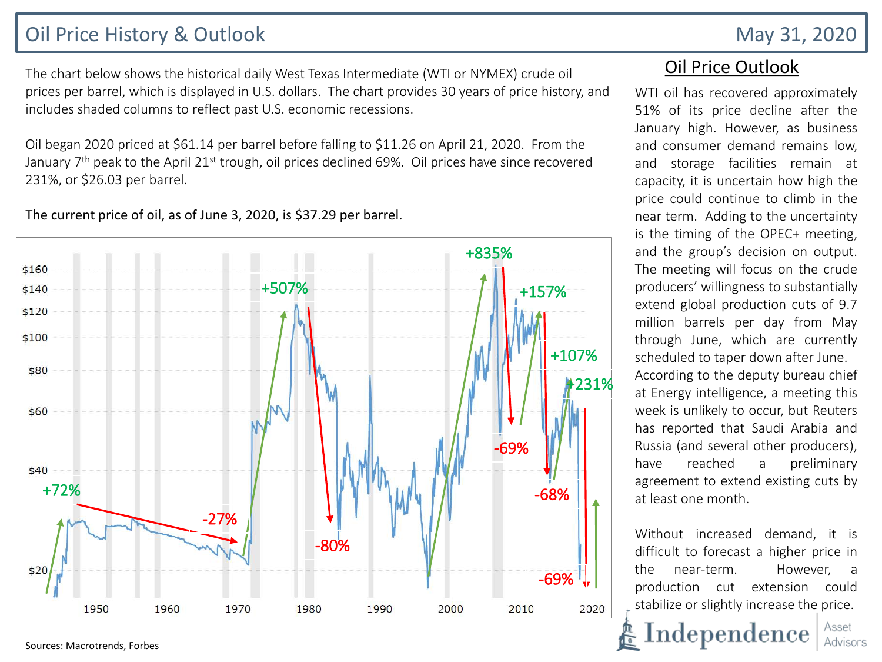# Oil Price History & Outlook

May 31, 2020

The chart below shows the historical daily West Texas Intermediate (WTI or NYMEX) crude oil prices per barrel, which is displayed in U.S. dollars. The chart provides 30 years of price history, and includes shaded columns to reflect past U.S. economic recessions.

Oil began 2020 priced at $61.14 per barrel before falling to $11.26 on April 21, 2020. From the January 7th peak to the April 21st trough, oil prices declined 69%. Oil prices have since recovered 231%, or $26.03 per barrel.

The current price of oil, as of June 3, 2020, is $37.29 per barrel.

$160
$140
$120
$100
$80
$60
$40
$20

1950
1960
1970
1980
1990
2000
2010
2020

+72%
-27%
+507%
-80%
+835%
-69%
+157%
-68%
+107%
+231%
-69%

## Oil Price Outlook

WTI oil has recovered approximately 51% of its price decline after the January high. However, as business and consumer demand remains low, and storage facilities remain at capacity, it is uncertain how high the price could continue to climb in the near term. Adding to the uncertainty is the timing of the OPEC+ meeting, and the group's decision on output. The meeting will focus on the crude producers' willingness to substantially extend global production cuts of 9.7 million barrels per day from May through June, which are currently scheduled to taper down after June. According to the deputy bureau chief at Energy intelligence, a meeting this week is unlikely to occur, but Reuters has reported that Saudi Arabia and Russia (and several other producers), have reached a preliminary agreement to extend existing cuts by at least one month.

Without increased demand, it is difficult to forecast a higher price in the near-term. However, a production cut extension could stabilize or slightly increase the price.

Sources: Macrotrends, Forbes

Independence Asset Advisors